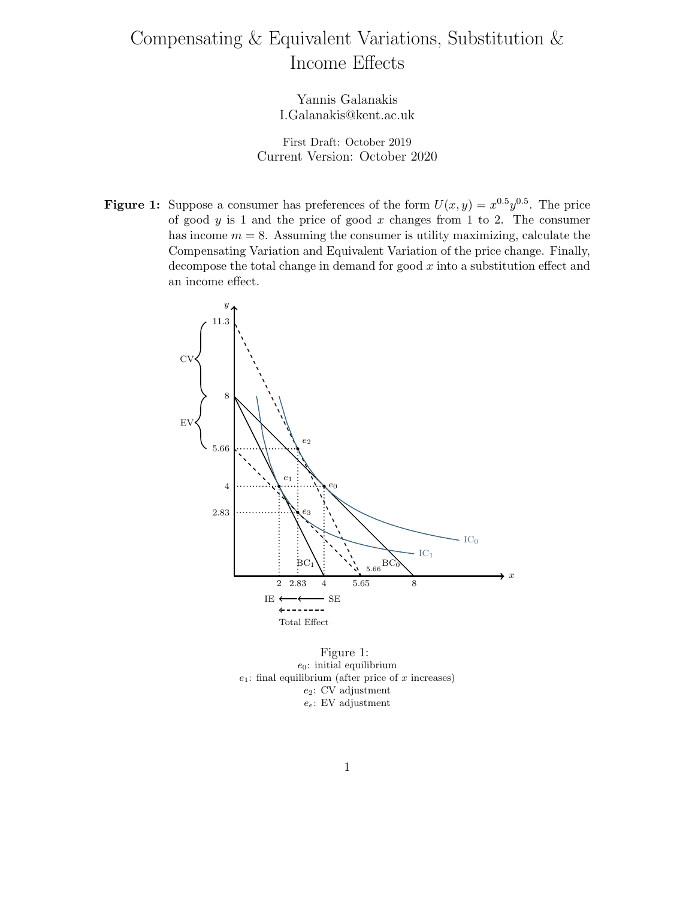# Compensating & Equivalent Variations, Substitution & Income Effects

Yannis Galanakis
I.Galanakis@kent.ac.uk

First Draft: October 2019
Current Version: October 2020

**Figure 1:** Suppose a consumer has preferences of the form $U(x, y) = x^{0.5}y^{0.5}$. The price of good $y$ is 1 and the price of good $x$ changes from 1 to 2. The consumer has income $m = 8$. Assuming the consumer is utility maximizing, calculate the Compensating Variation and Equivalent Variation of the price change. Finally, decompose the total change in demand for good $x$ into a substitution effect and an income effect.

Figure 1:
$e_0$: initial equilibrium
$e_1$: final equilibrium (after price of $x$ increases)
$e_2$: CV adjustment
$e_e$: EV adjustment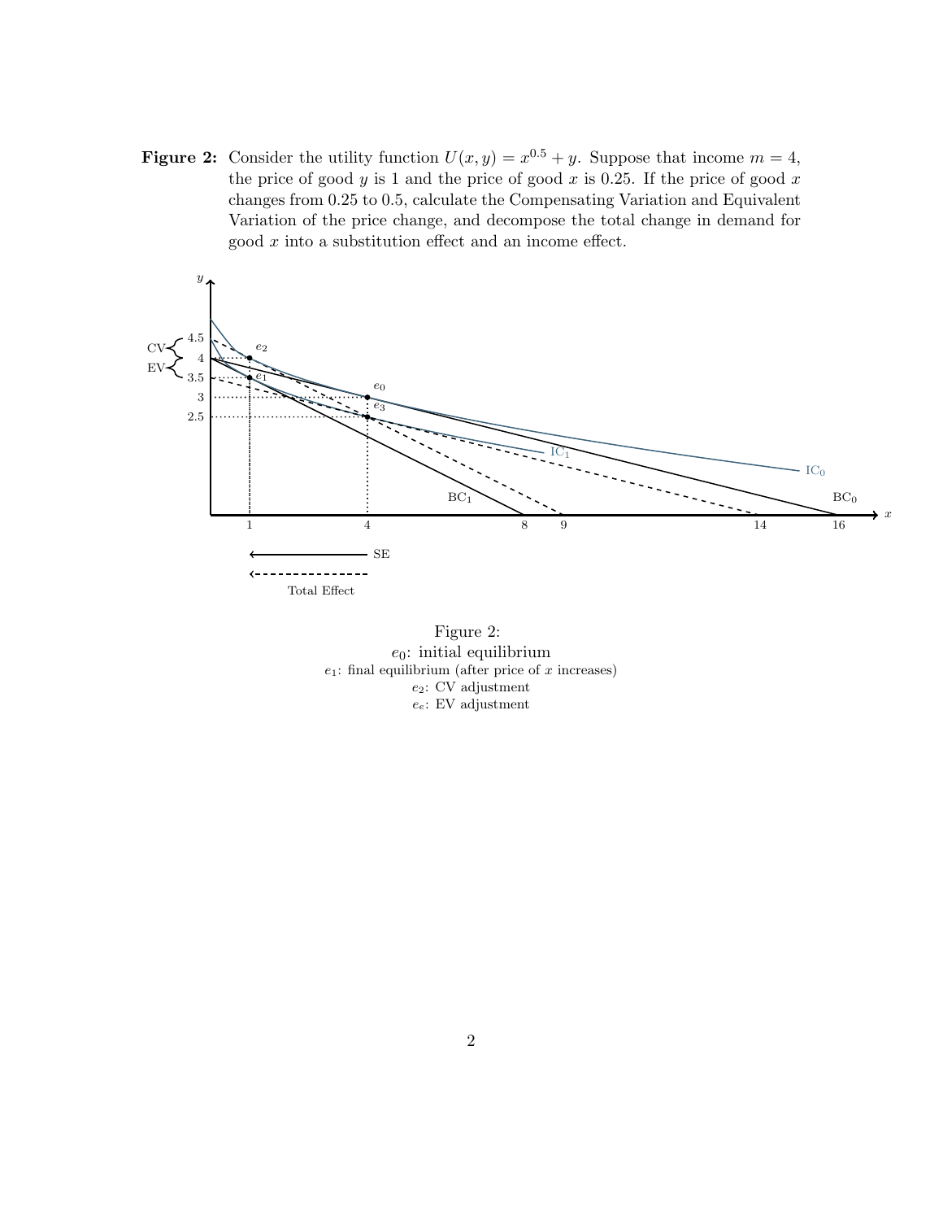**Figure 2:** Consider the utility function $U(x, y) = x^{0.5} + y$. Suppose that income $m = 4$, the price of good $y$ is 1 and the price of good $x$ is 0.25. If the price of good $x$ changes from 0.25 to 0.5, calculate the Compensating Variation and Equivalent Variation of the price change, and decompose the total change in demand for good $x$ into a substitution effect and an income effect.

$y$

CV

EV

4.5

4

3.5

3

2.5

$e_2$

$e_1$

$e_0$

$e_3$

IC$_1$

IC$_0$

BC$_1$

BC$_0$

1

4

8

9

14

16

$x$

SE

Total Effect

Figure 2:

$e_0$: initial equilibrium

$e_1$: final equilibrium (after price of $x$ increases)

$e_2$: CV adjustment

$e_e$: EV adjustment